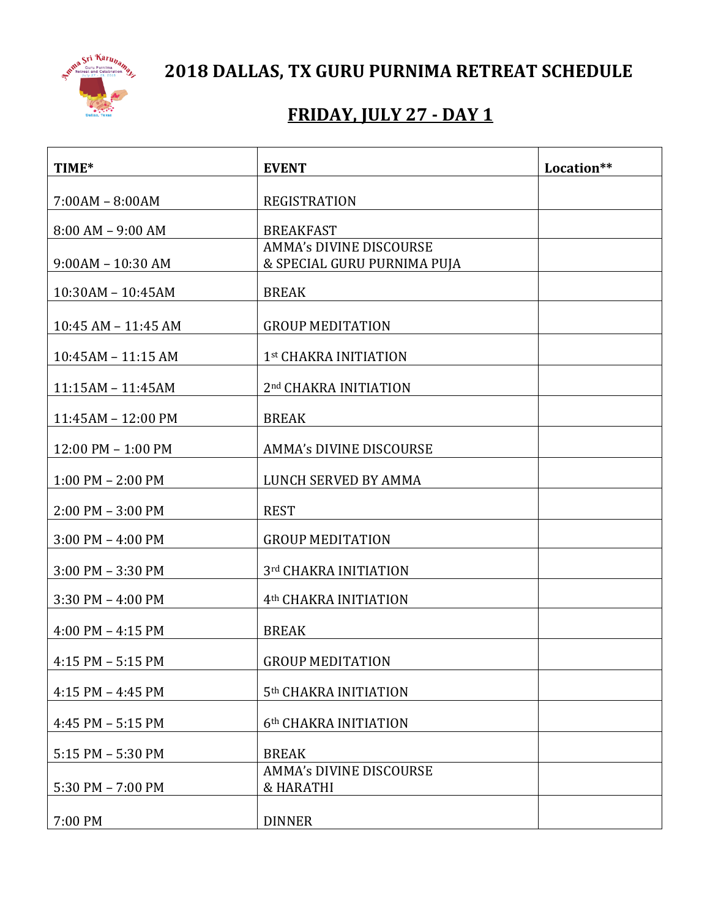# 2018 DALLAS, TX GURU PURNIMA RETREAT SCHEDULE

## FRIDAY, JULY 27 - DAY 1

| TIME* | EVENT | Location** |
|---|---|---|
| 7:00AM – 8:00AM | REGISTRATION | |
| 8:00 AM – 9:00 AM | BREAKFAST | |
| 9:00AM – 10:30 AM | AMMA's DIVINE DISCOURSE & SPECIAL GURU PURNIMA PUJA | |
| 10:30AM – 10:45AM | BREAK | |
| 10:45 AM – 11:45 AM | GROUP MEDITATION | |
| 10:45AM – 11:15 AM | 1st CHAKRA INITIATION | |
| 11:15AM – 11:45AM | 2nd CHAKRA INITIATION | |
| 11:45AM – 12:00 PM | BREAK | |
| 12:00 PM – 1:00 PM | AMMA's DIVINE DISCOURSE | |
| 1:00 PM – 2:00 PM | LUNCH SERVED BY AMMA | |
| 2:00 PM – 3:00 PM | REST | |
| 3:00 PM – 4:00 PM | GROUP MEDITATION | |
| 3:00 PM – 3:30 PM | 3rd CHAKRA INITIATION | |
| 3:30 PM – 4:00 PM | 4th CHAKRA INITIATION | |
| 4:00 PM – 4:15 PM | BREAK | |
| 4:15 PM – 5:15 PM | GROUP MEDITATION | |
| 4:15 PM – 4:45 PM | 5th CHAKRA INITIATION | |
| 4:45 PM – 5:15 PM | 6th CHAKRA INITIATION | |
| 5:15 PM – 5:30 PM | BREAK | |
| 5:30 PM – 7:00 PM | AMMA's DIVINE DISCOURSE & HARATHI | |
| 7:00 PM | DINNER | |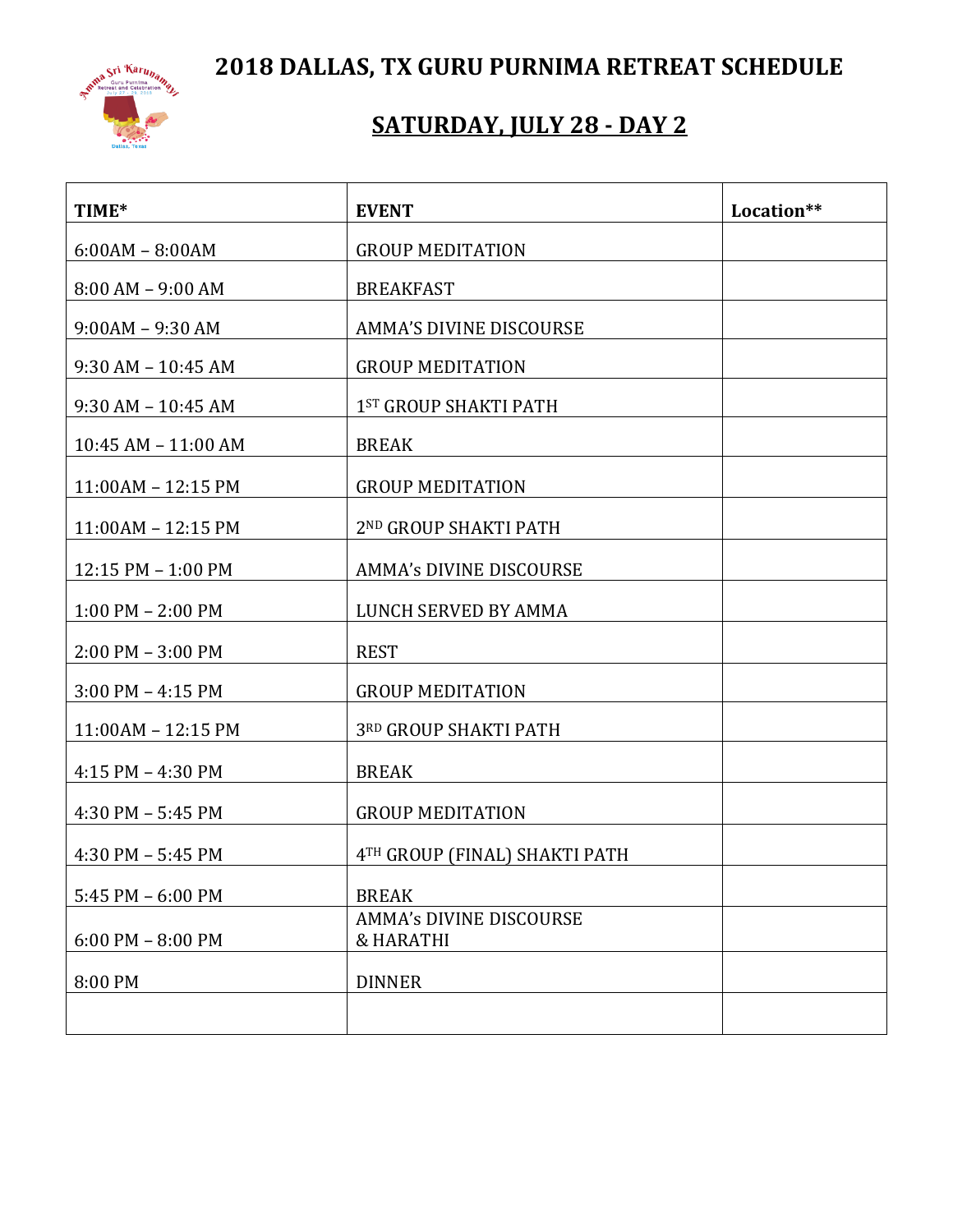# 2018 DALLAS, TX GURU PURNIMA RETREAT SCHEDULE

## SATURDAY, JULY 28 - DAY 2

| TIME* | EVENT | Location** |
|---|---|---|
| 6:00AM – 8:00AM | GROUP MEDITATION | |
| 8:00 AM – 9:00 AM | BREAKFAST | |
| 9:00AM – 9:30 AM | AMMA'S DIVINE DISCOURSE | |
| 9:30 AM – 10:45 AM | GROUP MEDITATION | |
| 9:30 AM – 10:45 AM | 1ST GROUP SHAKTI PATH | |
| 10:45 AM – 11:00 AM | BREAK | |
| 11:00AM – 12:15 PM | GROUP MEDITATION | |
| 11:00AM – 12:15 PM | 2ND GROUP SHAKTI PATH | |
| 12:15 PM – 1:00 PM | AMMA's DIVINE DISCOURSE | |
| 1:00 PM – 2:00 PM | LUNCH SERVED BY AMMA | |
| 2:00 PM – 3:00 PM | REST | |
| 3:00 PM – 4:15 PM | GROUP MEDITATION | |
| 11:00AM – 12:15 PM | 3RD GROUP SHAKTI PATH | |
| 4:15 PM – 4:30 PM | BREAK | |
| 4:30 PM – 5:45 PM | GROUP MEDITATION | |
| 4:30 PM – 5:45 PM | 4TH GROUP (FINAL) SHAKTI PATH | |
| 5:45 PM – 6:00 PM | BREAK | |
| 6:00 PM – 8:00 PM | AMMA's DIVINE DISCOURSE & HARATHI | |
| 8:00 PM | DINNER | |
| | | |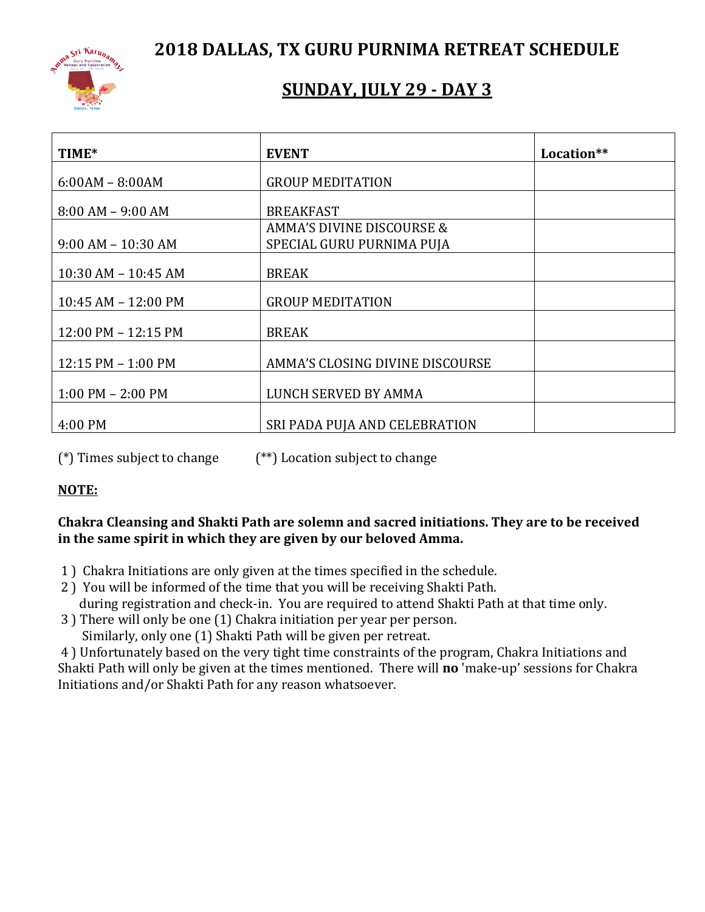# 2018 DALLAS, TX GURU PURNIMA RETREAT SCHEDULE

## SUNDAY, JULY 29 - DAY 3

| TIME* | EVENT | Location** |
|---|---|---|
| 6:00AM – 8:00AM | GROUP MEDITATION | |
| 8:00 AM – 9:00 AM | BREAKFAST | |
| 9:00 AM – 10:30 AM | AMMA'S DIVINE DISCOURSE & SPECIAL GURU PURNIMA PUJA | |
| 10:30 AM – 10:45 AM | BREAK | |
| 10:45 AM – 12:00 PM | GROUP MEDITATION | |
| 12:00 PM – 12:15 PM | BREAK | |
| 12:15 PM – 1:00 PM | AMMA'S CLOSING DIVINE DISCOURSE | |
| 1:00 PM – 2:00 PM | LUNCH SERVED BY AMMA | |
| 4:00 PM | SRI PADA PUJA AND CELEBRATION | |

(*) Times subject to change (**) Location subject to change

**NOTE:**

**Chakra Cleansing and Shakti Path are solemn and sacred initiations. They are to be received in the same spirit in which they are given by our beloved Amma.**

1 ) Chakra Initiations are only given at the times specified in the schedule.
2 ) You will be informed of the time that you will be receiving Shakti Path.
during registration and check-in. You are required to attend Shakti Path at that time only.
3 ) There will only be one (1) Chakra initiation per year per person.
Similarly, only one (1) Shakti Path will be given per retreat.
4 ) Unfortunately based on the very tight time constraints of the program, Chakra Initiations and Shakti Path will only be given at the times mentioned. There will **no** 'make-up' sessions for Chakra Initiations and/or Shakti Path for any reason whatsoever.